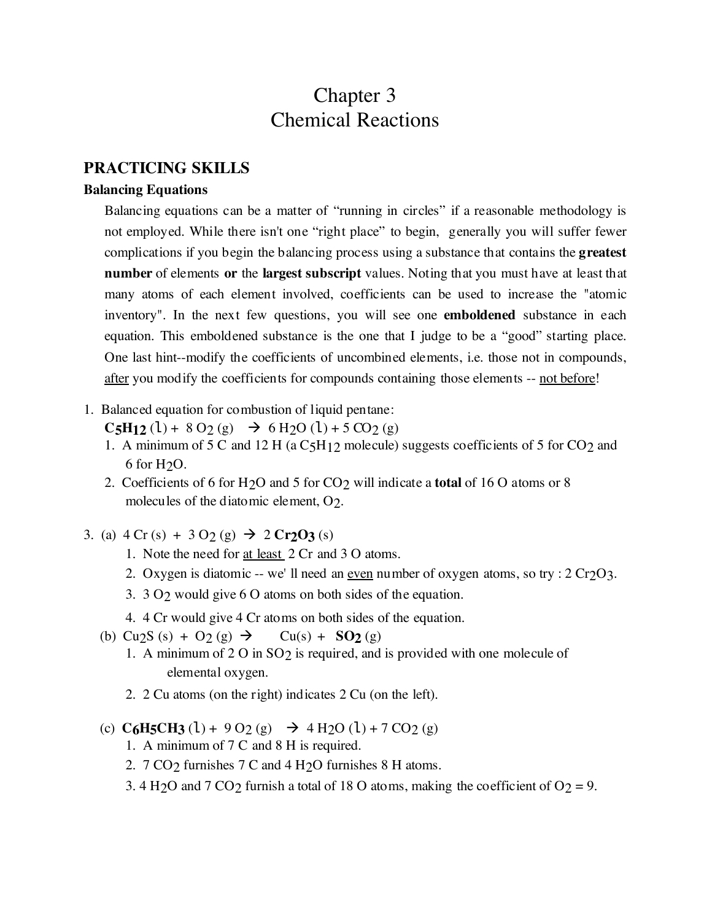# Chapter 3
# Chemical Reactions

## PRACTICING SKILLS

### Balancing Equations

Balancing equations can be a matter of "running in circles" if a reasonable methodology is not employed. While there isn't one "right place" to begin, generally you will suffer fewer complications if you begin the balancing process using a substance that contains the **greatest number** of elements **or** the **largest subscript** values. Noting that you must have at least that many atoms of each element involved, coefficients can be used to increase the "atomic inventory". In the next few questions, you will see one **emboldened** substance in each equation. This emboldened substance is the one that I judge to be a "good" starting place. One last hint--modify the coefficients of uncombined elements, i.e. those not in compounds, <u>after</u> you modify the coefficients for compounds containing those elements -- <u>not before</u>!

1. Balanced equation for combustion of liquid pentane:
   $\mathbf{C_5H_{12}}$ (l) + 8 $O_2$ (g) → 6 $H_2O$ (l) + 5 $CO_2$ (g)
   1. A minimum of 5 C and 12 H (a $C_5H_{12}$ molecule) suggests coefficients of 5 for $CO_2$ and 6 for $H_2O$.
   2. Coefficients of 6 for $H_2O$ and 5 for $CO_2$ will indicate a **total** of 16 O atoms or 8 molecules of the diatomic element, $O_2$.

3. (a) 4 Cr (s) + 3 $O_2$ (g) → 2 $\mathbf{Cr_2O_3}$ (s)
   1. Note the need for <u>at least</u> 2 Cr and 3 O atoms.
   2. Oxygen is diatomic -- we' ll need an <u>even</u> number of oxygen atoms, so try : 2 $Cr_2O_3$.
   3. 3 $O_2$ would give 6 O atoms on both sides of the equation.
   4. 4 Cr would give 4 Cr atoms on both sides of the equation.

   (b) $Cu_2S$ (s) + $O_2$ (g) → Cu(s) + $\mathbf{SO_2}$ (g)
   1. A minimum of 2 O in $SO_2$ is required, and is provided with one molecule of elemental oxygen.
   2. 2 Cu atoms (on the right) indicates 2 Cu (on the left).

   (c) $\mathbf{C_6H_5CH_3}$ (l) + 9 $O_2$ (g) → 4 $H_2O$ (l) + 7 $CO_2$ (g)
   1. A minimum of 7 C and 8 H is required.
   2. 7 $CO_2$ furnishes 7 C and 4 $H_2O$ furnishes 8 H atoms.
   3. 4 $H_2O$ and 7 $CO_2$ furnish a total of 18 O atoms, making the coefficient of $O_2$ = 9.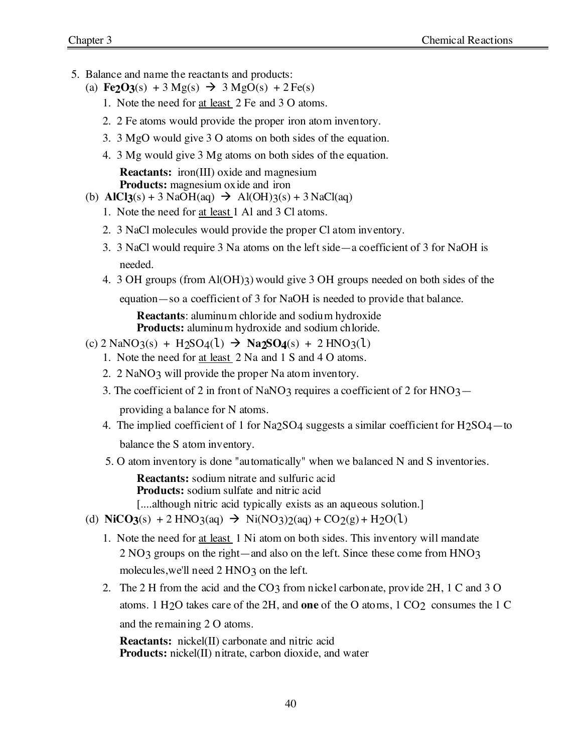5. Balance and name the reactants and products:

   (a) $\mathbf{Fe_2O_3}(s) + 3\ Mg(s) \rightarrow 3\ MgO(s) + 2\ Fe(s)$

      1. Note the need for <u>at least</u> 2 Fe and 3 O atoms.
      2. 2 Fe atoms would provide the proper iron atom inventory.
      3. 3 MgO would give 3 O atoms on both sides of the equation.
      4. 3 Mg would give 3 Mg atoms on both sides of the equation.

      **Reactants:** iron(III) oxide and magnesium
      **Products:** magnesium oxide and iron

   (b) $\mathbf{AlCl_3}(s) + 3\ NaOH(aq) \rightarrow Al(OH)_3(s) + 3\ NaCl(aq)$

      1. Note the need for <u>at least</u> 1 Al and 3 Cl atoms.
      2. 3 NaCl molecules would provide the proper Cl atom inventory.
      3. 3 NaCl would require 3 Na atoms on the left side—a coefficient of 3 for NaOH is needed.
      4. 3 OH groups (from $Al(OH)_3$) would give 3 OH groups needed on both sides of the equation—so a coefficient of 3 for NaOH is needed to provide that balance.

      **Reactants**: aluminum chloride and sodium hydroxide
      **Products:** aluminum hydroxide and sodium chloride.

   (c) $2\ NaNO_3(s) + H_2SO_4(l) \rightarrow \mathbf{Na_2SO_4}(s) + 2\ HNO_3(l)$

      1. Note the need for <u>at least</u> 2 Na and 1 S and 4 O atoms.
      2. 2 $NaNO_3$ will provide the proper Na atom inventory.
      3. The coefficient of 2 in front of $NaNO_3$ requires a coefficient of 2 for $HNO_3$—providing a balance for N atoms.
      4. The implied coefficient of 1 for $Na_2SO_4$ suggests a similar coefficient for $H_2SO_4$—to balance the S atom inventory.
      5. O atom inventory is done "automatically" when we balanced N and S inventories.

      **Reactants:** sodium nitrate and sulfuric acid
      **Products:** sodium sulfate and nitric acid
      [....although nitric acid typically exists as an aqueous solution.]

   (d) $\mathbf{NiCO_3}(s) + 2\ HNO_3(aq) \rightarrow Ni(NO_3)_2(aq) + CO_2(g) + H_2O(l)$

      1. Note the need for <u>at least</u> 1 Ni atom on both sides. This inventory will mandate 2 $NO_3$ groups on the right—and also on the left. Since these come from $HNO_3$ molecules,we'll need 2 $HNO_3$ on the left.
      2. The 2 H from the acid and the $CO_3$ from nickel carbonate, provide 2H, 1 C and 3 O atoms. 1 $H_2O$ takes care of the 2H, and **one** of the O atoms, 1 $CO_2$ consumes the 1 C and the remaining 2 O atoms.

      **Reactants:** nickel(II) carbonate and nitric acid
      **Products:** nickel(II) nitrate, carbon dioxide, and water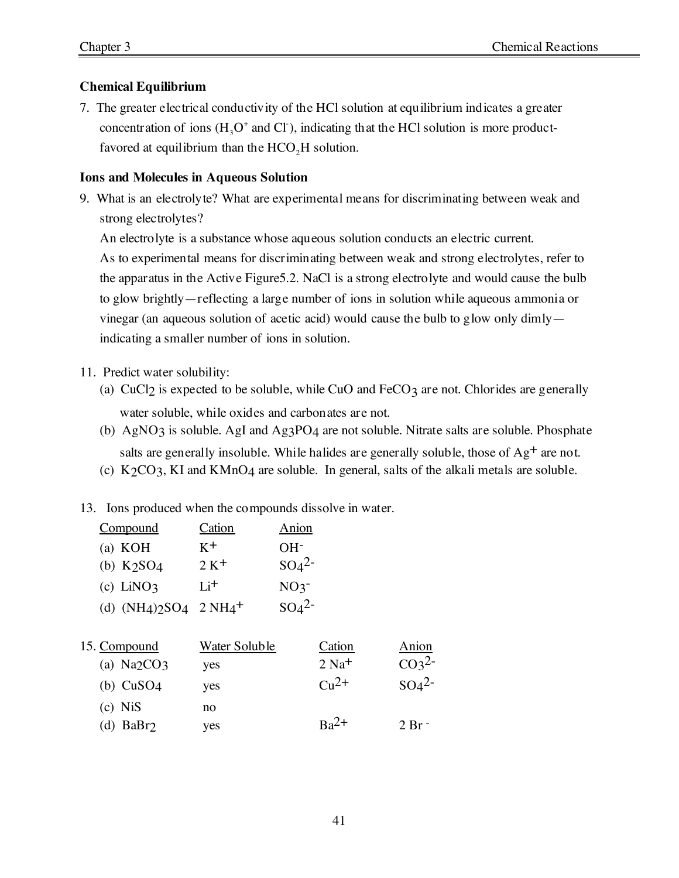### Chemical Equilibrium

7. The greater electrical conductivity of the HCl solution at equilibrium indicates a greater concentration of ions ($H_3O^+$ and $Cl^-$), indicating that the HCl solution is more product-favored at equilibrium than the $HCO_2H$ solution.

### Ions and Molecules in Aqueous Solution

9. What is an electrolyte? What are experimental means for discriminating between weak and strong electrolytes?
   An electrolyte is a substance whose aqueous solution conducts an electric current.
   As to experimental means for discriminating between weak and strong electrolytes, refer to the apparatus in the Active Figure5.2. NaCl is a strong electrolyte and would cause the bulb to glow brightly—reflecting a large number of ions in solution while aqueous ammonia or vinegar (an aqueous solution of acetic acid) would cause the bulb to glow only dimly—indicating a smaller number of ions in solution.

11. Predict water solubility:
    (a) $CuCl_2$ is expected to be soluble, while CuO and $FeCO_3$ are not. Chlorides are generally water soluble, while oxides and carbonates are not.
    (b) $AgNO_3$ is soluble. AgI and $Ag_3PO_4$ are not soluble. Nitrate salts are soluble. Phosphate salts are generally insoluble. While halides are generally soluble, those of $Ag^+$ are not.
    (c) $K_2CO_3$, KI and $KMnO_4$ are soluble. In general, salts of the alkali metals are soluble.

13. Ions produced when the compounds dissolve in water.

| Compound | Cation | Anion |
|---|---|---|
| (a) KOH | $K^+$ | $OH^-$ |
| (b) $K_2SO_4$ | 2 $K^+$ | $SO_4^{2-}$ |
| (c) $LiNO_3$ | $Li^+$ | $NO_3^-$ |
| (d) $(NH_4)_2SO_4$ | 2 $NH_4^+$ | $SO_4^{2-}$ |

15.

| Compound | Water Soluble | Cation | Anion |
|---|---|---|---|
| (a) $Na_2CO_3$ | yes | 2 $Na^+$ | $CO_3^{2-}$ |
| (b) $CuSO_4$ | yes | $Cu^{2+}$ | $SO_4^{2-}$ |
| (c) NiS | no | | |
| (d) $BaBr_2$ | yes | $Ba^{2+}$ | 2 $Br^-$ |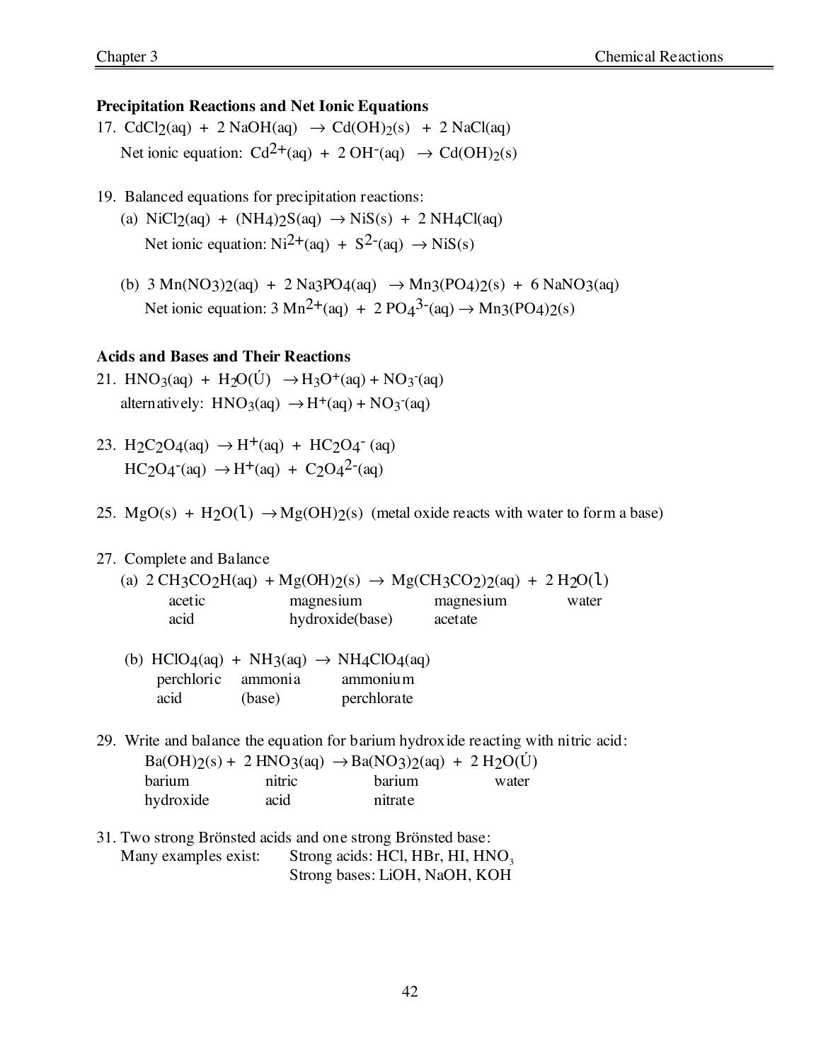### Precipitation Reactions and Net Ionic Equations

17. $CdCl_2(aq) + 2\ NaOH(aq) \rightarrow Cd(OH)_2(s) + 2\ NaCl(aq)$

    Net ionic equation: $Cd^{2+}(aq) + 2\ OH^-(aq) \rightarrow Cd(OH)_2(s)$

19. Balanced equations for precipitation reactions:

    (a) $NiCl_2(aq) + (NH_4)_2S(aq) \rightarrow NiS(s) + 2\ NH_4Cl(aq)$

    Net ionic equation: $Ni^{2+}(aq) + S^{2-}(aq) \rightarrow NiS(s)$

    (b) $3\ Mn(NO_3)_2(aq) + 2\ Na_3PO_4(aq) \rightarrow Mn_3(PO_4)_2(s) + 6\ NaNO_3(aq)$

    Net ionic equation: $3\ Mn^{2+}(aq) + 2\ PO_4^{3-}(aq) \rightarrow Mn_3(PO_4)_2(s)$

### Acids and Bases and Their Reactions

21. $HNO_3(aq) + H_2O(Ú) \rightarrow H_3O^+(aq) + NO_3^-(aq)$

    alternatively: $HNO_3(aq) \rightarrow H^+(aq) + NO_3^-(aq)$

23. $H_2C_2O_4(aq) \rightarrow H^+(aq) + HC_2O_4^-(aq)$

    $HC_2O_4^-(aq) \rightarrow H^+(aq) + C_2O_4^{2-}(aq)$

25. $MgO(s) + H_2O(l) \rightarrow Mg(OH)_2(s)$ (metal oxide reacts with water to form a base)

27. Complete and Balance

    (a) $2\ CH_3CO_2H(aq) + Mg(OH)_2(s) \rightarrow Mg(CH_3CO_2)_2(aq) + 2\ H_2O(l)$

    | acetic acid | magnesium hydroxide(base) | magnesium acetate | water |
    |---|---|---|---|

    (b) $HClO_4(aq) + NH_3(aq) \rightarrow NH_4ClO_4(aq)$

    | perchloric acid | ammonia (base) | ammonium perchlorate |
    |---|---|---|

29. Write and balance the equation for barium hydroxide reacting with nitric acid:

    $Ba(OH)_2(s) + 2\ HNO_3(aq) \rightarrow Ba(NO_3)_2(aq) + 2\ H_2O(Ú)$

    | barium hydroxide | nitric acid | barium nitrate | water |
    |---|---|---|---|

31. Two strong Brönsted acids and one strong Brönsted base:

    Many examples exist: Strong acids: HCl, HBr, HI, $HNO_3$

    Strong bases: LiOH, NaOH, KOH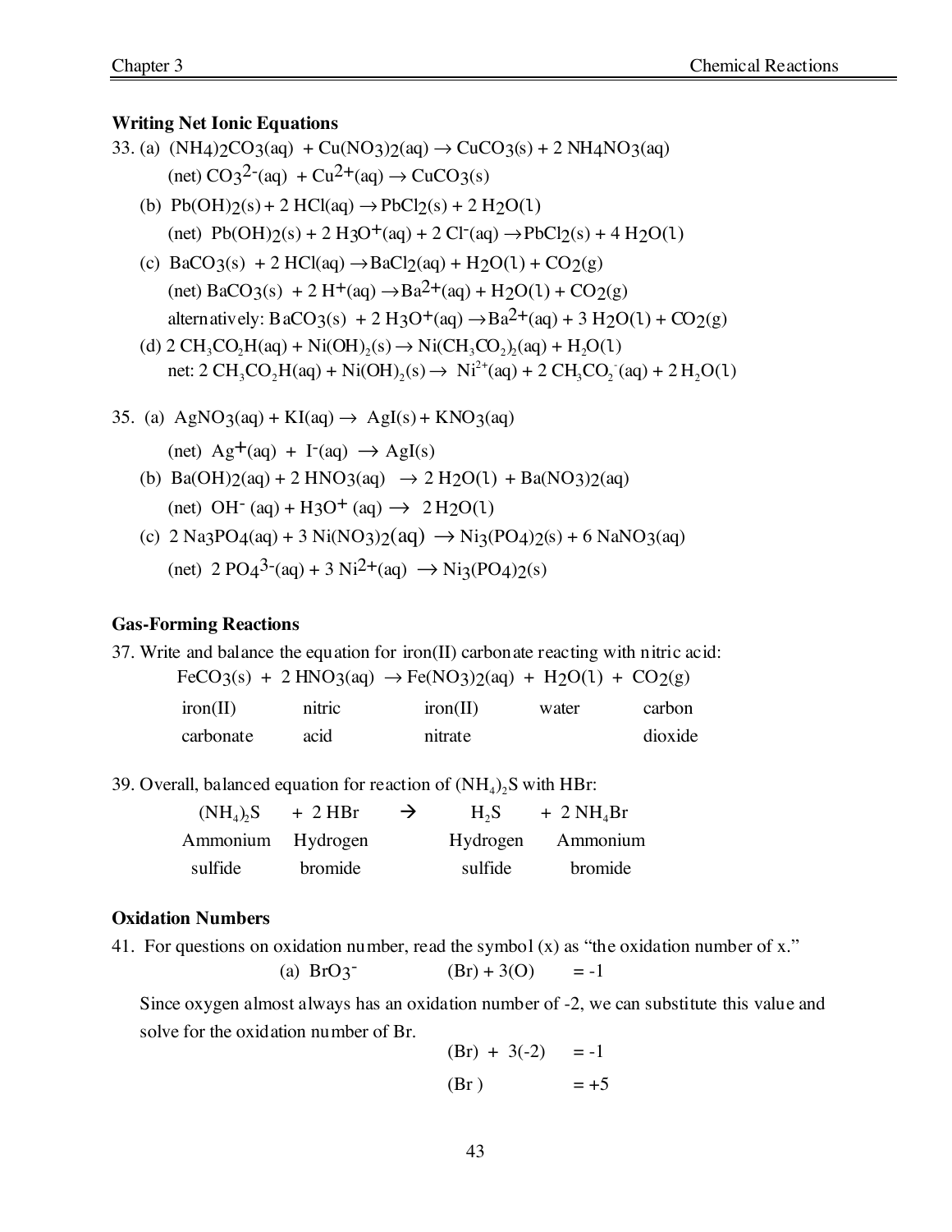### Writing Net Ionic Equations

33. (a) $(NH_4)_2CO_3(aq) + Cu(NO_3)_2(aq) \rightarrow CuCO_3(s) + 2\ NH_4NO_3(aq)$

    (net) $CO_3^{2-}(aq) + Cu^{2+}(aq) \rightarrow CuCO_3(s)$

    (b) $Pb(OH)_2(s) + 2\ HCl(aq) \rightarrow PbCl_2(s) + 2\ H_2O(l)$

    (net) $Pb(OH)_2(s) + 2\ H_3O^+(aq) + 2\ Cl^-(aq) \rightarrow PbCl_2(s) + 4\ H_2O(l)$

    (c) $BaCO_3(s) + 2\ HCl(aq) \rightarrow BaCl_2(aq) + H_2O(l) + CO_2(g)$

    (net) $BaCO_3(s) + 2\ H^+(aq) \rightarrow Ba^{2+}(aq) + H_2O(l) + CO_2(g)$

    alternatively: $BaCO_3(s) + 2\ H_3O^+(aq) \rightarrow Ba^{2+}(aq) + 3\ H_2O(l) + CO_2(g)$

    (d) $2\ CH_3CO_2H(aq) + Ni(OH)_2(s) \rightarrow Ni(CH_3CO_2)_2(aq) + H_2O(l)$

    net: $2\ CH_3CO_2H(aq) + Ni(OH)_2(s) \rightarrow Ni^{2+}(aq) + 2\ CH_3CO_2^-(aq) + 2\ H_2O(l)$

35. (a) $AgNO_3(aq) + KI(aq) \rightarrow AgI(s) + KNO_3(aq)$

    (net) $Ag^+(aq) + I^-(aq) \rightarrow AgI(s)$

    (b) $Ba(OH)_2(aq) + 2\ HNO_3(aq) \rightarrow 2\ H_2O(l) + Ba(NO_3)_2(aq)$

    (net) $OH^-(aq) + H_3O^+(aq) \rightarrow 2\ H_2O(l)$

    (c) $2\ Na_3PO_4(aq) + 3\ Ni(NO_3)_2(aq) \rightarrow Ni_3(PO_4)_2(s) + 6\ NaNO_3(aq)$

    (net) $2\ PO_4^{3-}(aq) + 3\ Ni^{2+}(aq) \rightarrow Ni_3(PO_4)_2(s)$

### Gas-Forming Reactions

37. Write and balance the equation for iron(II) carbonate reacting with nitric acid:

    $FeCO_3(s) + 2\ HNO_3(aq) \rightarrow Fe(NO_3)_2(aq) + H_2O(l) + CO_2(g)$

| iron(II) carbonate | nitric acid | iron(II) nitrate | water | carbon dioxide |
|---|---|---|---|---|

39. Overall, balanced equation for reaction of $(NH_4)_2S$ with HBr:

| $(NH_4)_2S$ | $+\ 2\ HBr$ | $\rightarrow$ | $H_2S$ | $+\ 2\ NH_4Br$ |
|---|---|---|---|---|
| Ammonium sulfide | Hydrogen bromide | | Hydrogen sulfide | Ammonium bromide |

### Oxidation Numbers

41. For questions on oxidation number, read the symbol (x) as "the oxidation number of x."

    (a) $BrO_3^-$ $\quad$ (Br) + 3(O) $= -1$

    Since oxygen almost always has an oxidation number of -2, we can substitute this value and solve for the oxidation number of Br.

    (Br) + 3(-2) $= -1$

    (Br) $= +5$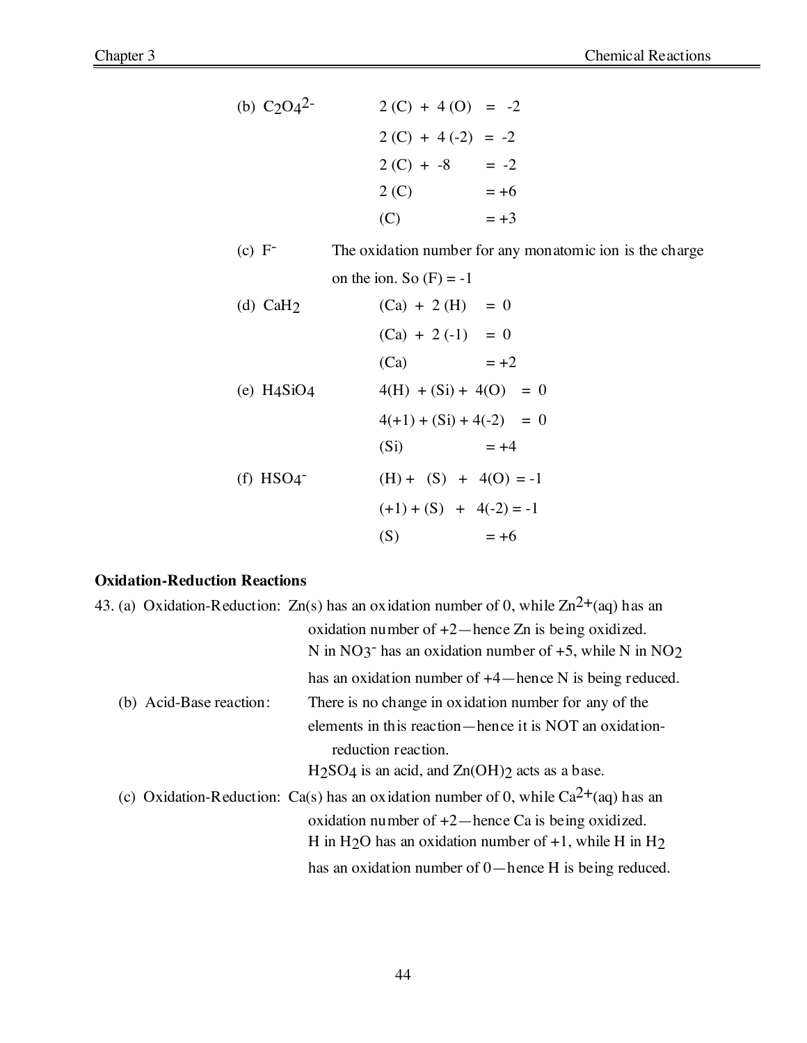(b) $C_2O_4^{2-}$

$$2\,(C) + 4\,(O) = -2$$
$$2\,(C) + 4\,(-2) = -2$$
$$2\,(C) + -8 = -2$$
$$2\,(C) = +6$$
$$(C) = +3$$

(c) $F^-$ The oxidation number for any monatomic ion is the charge on the ion. So (F) = -1

(d) $CaH_2$

$$(Ca) + 2\,(H) = 0$$
$$(Ca) + 2\,(-1) = 0$$
$$(Ca) = +2$$

(e) $H_4SiO_4$

$$4(H) + (Si) + 4(O) = 0$$
$$4(+1) + (Si) + 4(-2) = 0$$
$$(Si) = +4$$

(f) $HSO_4^-$

$$(H) + (S) + 4(O) = -1$$
$$(+1) + (S) + 4(-2) = -1$$
$$(S) = +6$$

**Oxidation-Reduction Reactions**

43. (a) Oxidation-Reduction: Zn(s) has an oxidation number of 0, while $Zn^{2+}$(aq) has an oxidation number of +2—hence Zn is being oxidized.
N in $NO_3^-$ has an oxidation number of +5, while N in $NO_2$ has an oxidation number of +4—hence N is being reduced.

(b) Acid-Base reaction: There is no change in oxidation number for any of the elements in this reaction—hence it is NOT an oxidation-reduction reaction.
$H_2SO_4$ is an acid, and $Zn(OH)_2$ acts as a base.

(c) Oxidation-Reduction: Ca(s) has an oxidation number of 0, while $Ca^{2+}$(aq) has an oxidation number of +2—hence Ca is being oxidized.
H in $H_2O$ has an oxidation number of +1, while H in $H_2$ has an oxidation number of 0—hence H is being reduced.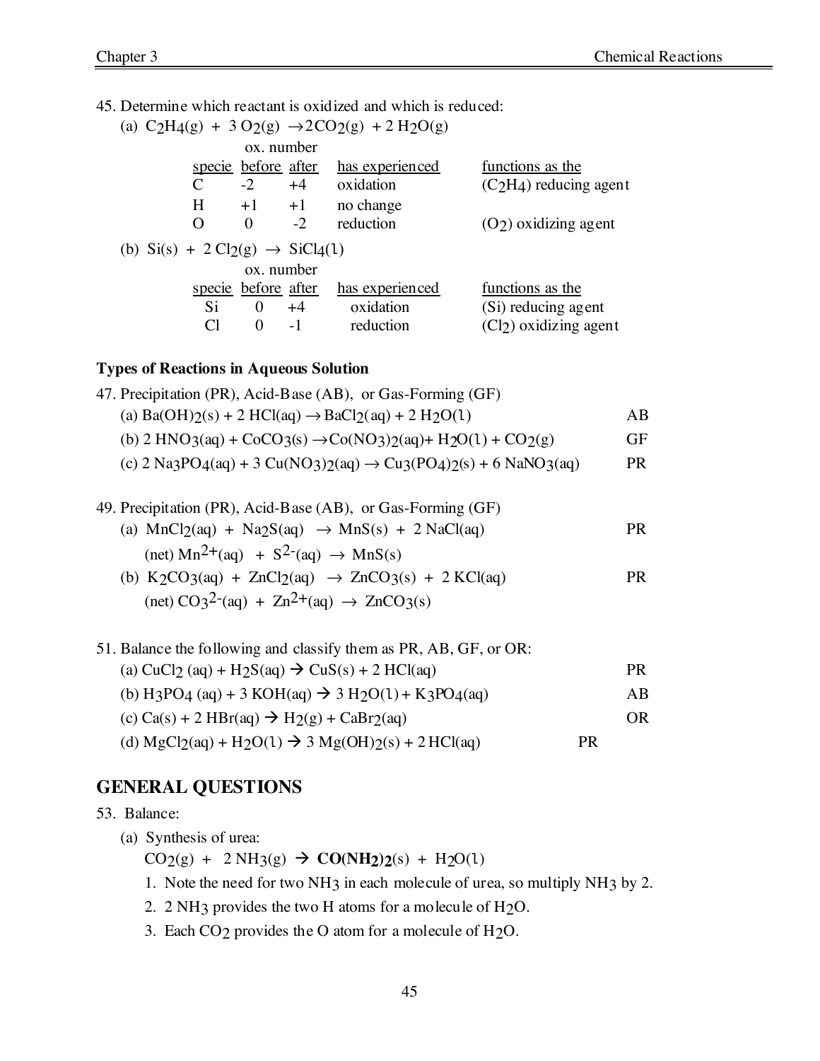45. Determine which reactant is oxidized and which is reduced:

(a) $C_2H_4(g) + 3\,O_2(g) \rightarrow 2CO_2(g) + 2\,H_2O(g)$

| specie | ox. number before | ox. number after | has experienced | functions as the |
|---|---|---|---|---|
| C | -2 | +4 | oxidation | ($C_2H_4$) reducing agent |
| H | +1 | +1 | no change | |
| O | 0 | -2 | reduction | ($O_2$) oxidizing agent |

(b) $Si(s) + 2\,Cl_2(g) \rightarrow SiCl_4(l)$

| specie | ox. number before | ox. number after | has experienced | functions as the |
|---|---|---|---|---|
| Si | 0 | +4 | oxidation | (Si) reducing agent |
| Cl | 0 | -1 | reduction | ($Cl_2$) oxidizing agent |

**Types of Reactions in Aqueous Solution**

47. Precipitation (PR), Acid-Base (AB), or Gas-Forming (GF)

(a) $Ba(OH)_2(s) + 2\,HCl(aq) \rightarrow BaCl_2(aq) + 2\,H_2O(l)$ AB

(b) $2\,HNO_3(aq) + CoCO_3(s) \rightarrow Co(NO_3)_2(aq) + H_2O(l) + CO_2(g)$ GF

(c) $2\,Na_3PO_4(aq) + 3\,Cu(NO_3)_2(aq) \rightarrow Cu_3(PO_4)_2(s) + 6\,NaNO_3(aq)$ PR

49. Precipitation (PR), Acid-Base (AB), or Gas-Forming (GF)

(a) $MnCl_2(aq) + Na_2S(aq) \rightarrow MnS(s) + 2\,NaCl(aq)$ PR

(net) $Mn^{2+}(aq) + S^{2-}(aq) \rightarrow MnS(s)$

(b) $K_2CO_3(aq) + ZnCl_2(aq) \rightarrow ZnCO_3(s) + 2\,KCl(aq)$ PR

(net) $CO_3^{2-}(aq) + Zn^{2+}(aq) \rightarrow ZnCO_3(s)$

51. Balance the following and classify them as PR, AB, GF, or OR:

(a) $CuCl_2(aq) + H_2S(aq) \rightarrow CuS(s) + 2\,HCl(aq)$ PR

(b) $H_3PO_4(aq) + 3\,KOH(aq) \rightarrow 3\,H_2O(l) + K_3PO_4(aq)$ AB

(c) $Ca(s) + 2\,HBr(aq) \rightarrow H_2(g) + CaBr_2(aq)$ OR

(d) $MgCl_2(aq) + H_2O(l) \rightarrow 3\,Mg(OH)_2(s) + 2\,HCl(aq)$ PR

## GENERAL QUESTIONS

53. Balance:

(a) Synthesis of urea:

$CO_2(g) + 2\,NH_3(g) \rightarrow$ **$CO(NH_2)_2$**$(s) + H_2O(l)$

1. Note the need for two $NH_3$ in each molecule of urea, so multiply $NH_3$ by 2.
2. $2\,NH_3$ provides the two H atoms for a molecule of $H_2O$.
3. Each $CO_2$ provides the O atom for a molecule of $H_2O$.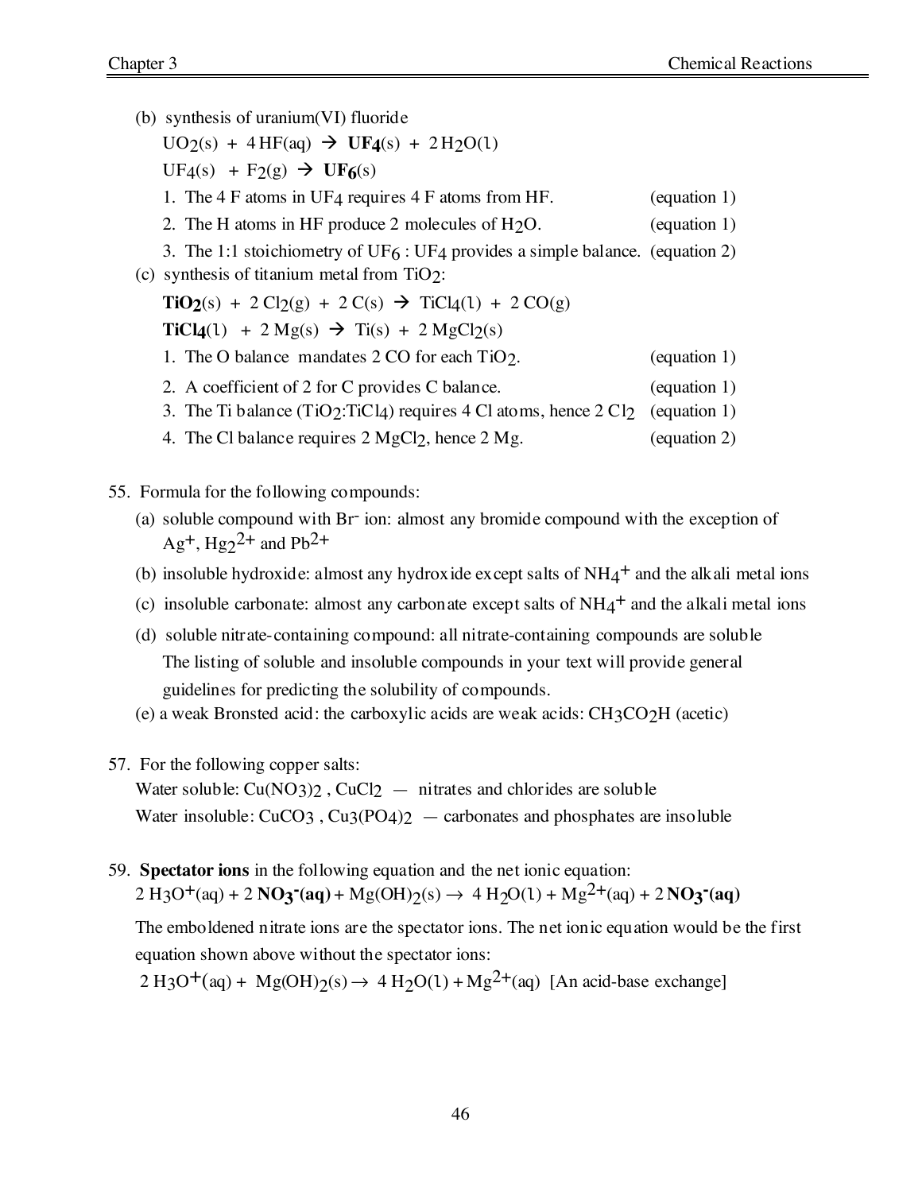(b) synthesis of uranium(VI) fluoride

$UO_2(s) + 4\,HF(aq) \rightarrow \mathbf{UF_4}(s) + 2\,H_2O(l)$

$UF_4(s) + F_2(g) \rightarrow \mathbf{UF_6}(s)$

1. The 4 F atoms in $UF_4$ requires 4 F atoms from HF. (equation 1)
2. The H atoms in HF produce 2 molecules of $H_2O$. (equation 1)
3. The 1:1 stoichiometry of $UF_6 : UF_4$ provides a simple balance. (equation 2)

(c) synthesis of titanium metal from $TiO_2$:

$\mathbf{TiO_2}(s) + 2\,Cl_2(g) + 2\,C(s) \rightarrow TiCl_4(l) + 2\,CO(g)$

$\mathbf{TiCl_4}(l) + 2\,Mg(s) \rightarrow Ti(s) + 2\,MgCl_2(s)$

1. The O balance mandates 2 CO for each $TiO_2$. (equation 1)
2. A coefficient of 2 for C provides C balance. (equation 1)
3. The Ti balance ($TiO_2$:$TiCl_4$) requires 4 Cl atoms, hence 2 $Cl_2$ (equation 1)
4. The Cl balance requires 2 $MgCl_2$, hence 2 Mg. (equation 2)

55. Formula for the following compounds:

(a) soluble compound with $Br^-$ ion: almost any bromide compound with the exception of $Ag^+$, $Hg_2^{2+}$ and $Pb^{2+}$

(b) insoluble hydroxide: almost any hydroxide except salts of $NH_4^+$ and the alkali metal ions

(c) insoluble carbonate: almost any carbonate except salts of $NH_4^+$ and the alkali metal ions

(d) soluble nitrate-containing compound: all nitrate-containing compounds are soluble
The listing of soluble and insoluble compounds in your text will provide general guidelines for predicting the solubility of compounds.

(e) a weak Bronsted acid: the carboxylic acids are weak acids: $CH_3CO_2H$ (acetic)

57. For the following copper salts:

Water soluble: $Cu(NO_3)_2$ , $CuCl_2$ — nitrates and chlorides are soluble

Water insoluble: $CuCO_3$ , $Cu_3(PO_4)_2$ — carbonates and phosphates are insoluble

59. **Spectator ions** in the following equation and the net ionic equation:

$2\,H_3O^+(aq) + 2\,\mathbf{NO_3^-(aq)} + Mg(OH)_2(s) \rightarrow 4\,H_2O(l) + Mg^{2+}(aq) + 2\,\mathbf{NO_3^-(aq)}$

The emboldened nitrate ions are the spectator ions. The net ionic equation would be the first equation shown above without the spectator ions:

$2\,H_3O^+(aq) + Mg(OH)_2(s) \rightarrow 4\,H_2O(l) + Mg^{2+}(aq)$ [An acid-base exchange]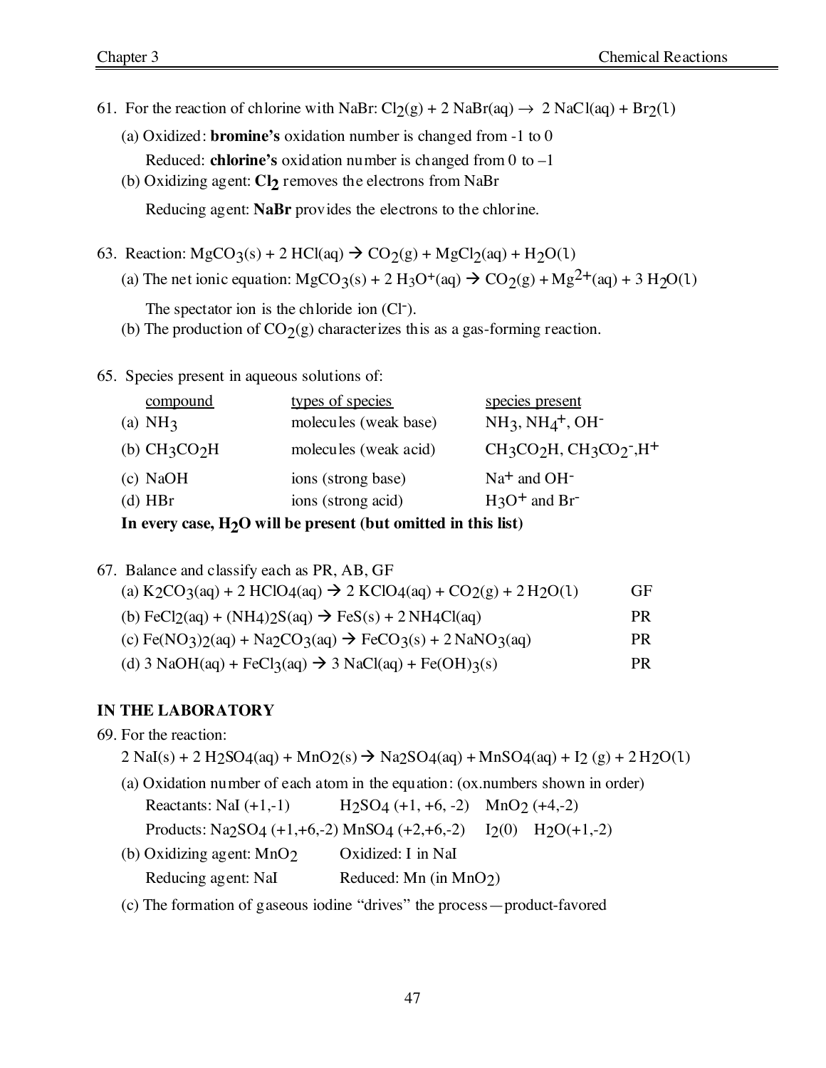61. For the reaction of chlorine with NaBr: $Cl_2(g) + 2\ NaBr(aq) \rightarrow 2\ NaCl(aq) + Br_2(l)$

   (a) Oxidized: **bromine's** oxidation number is changed from -1 to 0

   Reduced: **chlorine's** oxidation number is changed from 0 to –1

   (b) Oxidizing agent: **$Cl_2$** removes the electrons from NaBr

   Reducing agent: **NaBr** provides the electrons to the chlorine.

63. Reaction: $MgCO_3(s) + 2\ HCl(aq) \rightarrow CO_2(g) + MgCl_2(aq) + H_2O(l)$

   (a) The net ionic equation: $MgCO_3(s) + 2\ H_3O^+(aq) \rightarrow CO_2(g) + Mg^{2+}(aq) + 3\ H_2O(l)$

   The spectator ion is the chloride ion ($Cl^-$).

   (b) The production of $CO_2(g)$ characterizes this as a gas-forming reaction.

65. Species present in aqueous solutions of:

| compound | types of species | species present |
|---|---|---|
| (a) $NH_3$ | molecules (weak base) | $NH_3$, $NH_4^+$, $OH^-$ |
| (b) $CH_3CO_2H$ | molecules (weak acid) | $CH_3CO_2H$, $CH_3CO_2^-$, $H^+$ |
| (c) NaOH | ions (strong base) | $Na^+$ and $OH^-$ |
| (d) HBr | ions (strong acid) | $H_3O^+$ and $Br^-$ |

   **In every case, $H_2O$ will be present (but omitted in this list)**

67. Balance and classify each as PR, AB, GF

   (a) $K_2CO_3(aq) + 2\ HClO_4(aq) \rightarrow 2\ KClO_4(aq) + CO_2(g) + 2\ H_2O(l)$ GF

   (b) $FeCl_2(aq) + (NH_4)_2S(aq) \rightarrow FeS(s) + 2\ NH_4Cl(aq)$ PR

   (c) $Fe(NO_3)_2(aq) + Na_2CO_3(aq) \rightarrow FeCO_3(s) + 2\ NaNO_3(aq)$ PR

   (d) $3\ NaOH(aq) + FeCl_3(aq) \rightarrow 3\ NaCl(aq) + Fe(OH)_3(s)$ PR

## IN THE LABORATORY

69. For the reaction:

   $2\ NaI(s) + 2\ H_2SO_4(aq) + MnO_2(s) \rightarrow Na_2SO_4(aq) + MnSO_4(aq) + I_2(g) + 2\ H_2O(l)$

   (a) Oxidation number of each atom in the equation: (ox.numbers shown in order)

   Reactants: NaI (+1,-1) $H_2SO_4$ (+1, +6, -2) $MnO_2$ (+4,-2)

   Products: $Na_2SO_4$ (+1,+6,-2) $MnSO_4$ (+2,+6,-2) $I_2$(0) $H_2O$(+1,-2)

   (b) Oxidizing agent: $MnO_2$ Oxidized: I in NaI

   Reducing agent: NaI Reduced: Mn (in $MnO_2$)

   (c) The formation of gaseous iodine "drives" the process—product-favored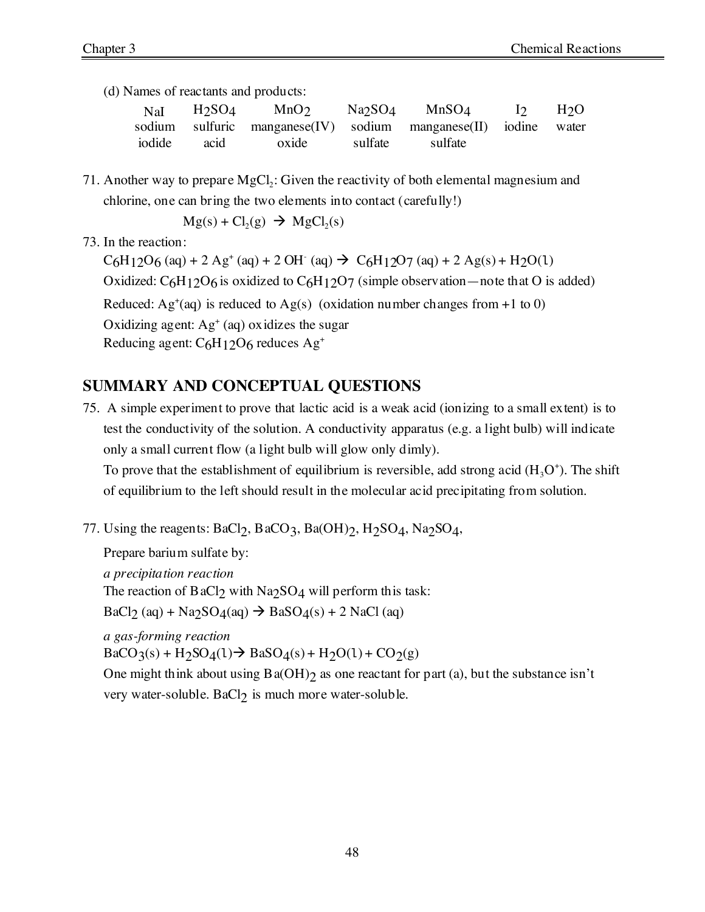(d) Names of reactants and products:

| $NaI$ | $H_2SO_4$ | $MnO_2$ | $Na_2SO_4$ | $MnSO_4$ | $I_2$ | $H_2O$ |
|---|---|---|---|---|---|---|
| sodium iodide | sulfuric acid | manganese(IV) oxide | sodium sulfate | manganese(II) sulfate | iodine | water |

71. Another way to prepare $MgCl_2$: Given the reactivity of both elemental magnesium and chlorine, one can bring the two elements into contact (carefully!)

$$Mg(s) + Cl_2(g) \rightarrow MgCl_2(s)$$

73. In the reaction:

$$C_6H_{12}O_6\,(aq) + 2\,Ag^+\,(aq) + 2\,OH^-\,(aq) \rightarrow C_6H_{12}O_7\,(aq) + 2\,Ag(s) + H_2O(l)$$

Oxidized: $C_6H_{12}O_6$ is oxidized to $C_6H_{12}O_7$ (simple observation—note that O is added)

Reduced: $Ag^+(aq)$ is reduced to $Ag(s)$ (oxidation number changes from +1 to 0)

Oxidizing agent: $Ag^+$ (aq) oxidizes the sugar

Reducing agent: $C_6H_{12}O_6$ reduces $Ag^+$

## SUMMARY AND CONCEPTUAL QUESTIONS

75. A simple experiment to prove that lactic acid is a weak acid (ionizing to a small extent) is to test the conductivity of the solution. A conductivity apparatus (e.g. a light bulb) will indicate only a small current flow (a light bulb will glow only dimly).

To prove that the establishment of equilibrium is reversible, add strong acid ($H_3O^+$). The shift of equilibrium to the left should result in the molecular acid precipitating from solution.

77. Using the reagents: $BaCl_2$, $BaCO_3$, $Ba(OH)_2$, $H_2SO_4$, $Na_2SO_4$,

Prepare barium sulfate by:

*a precipitation reaction*

The reaction of $BaCl_2$ with $Na_2SO_4$ will perform this task:

$$BaCl_2\,(aq) + Na_2SO_4(aq) \rightarrow BaSO_4(s) + 2\,NaCl\,(aq)$$

*a gas-forming reaction*

$$BaCO_3(s) + H_2SO_4(l) \rightarrow BaSO_4(s) + H_2O(l) + CO_2(g)$$

One might think about using $Ba(OH)_2$ as one reactant for part (a), but the substance isn't very water-soluble. $BaCl_2$ is much more water-soluble.